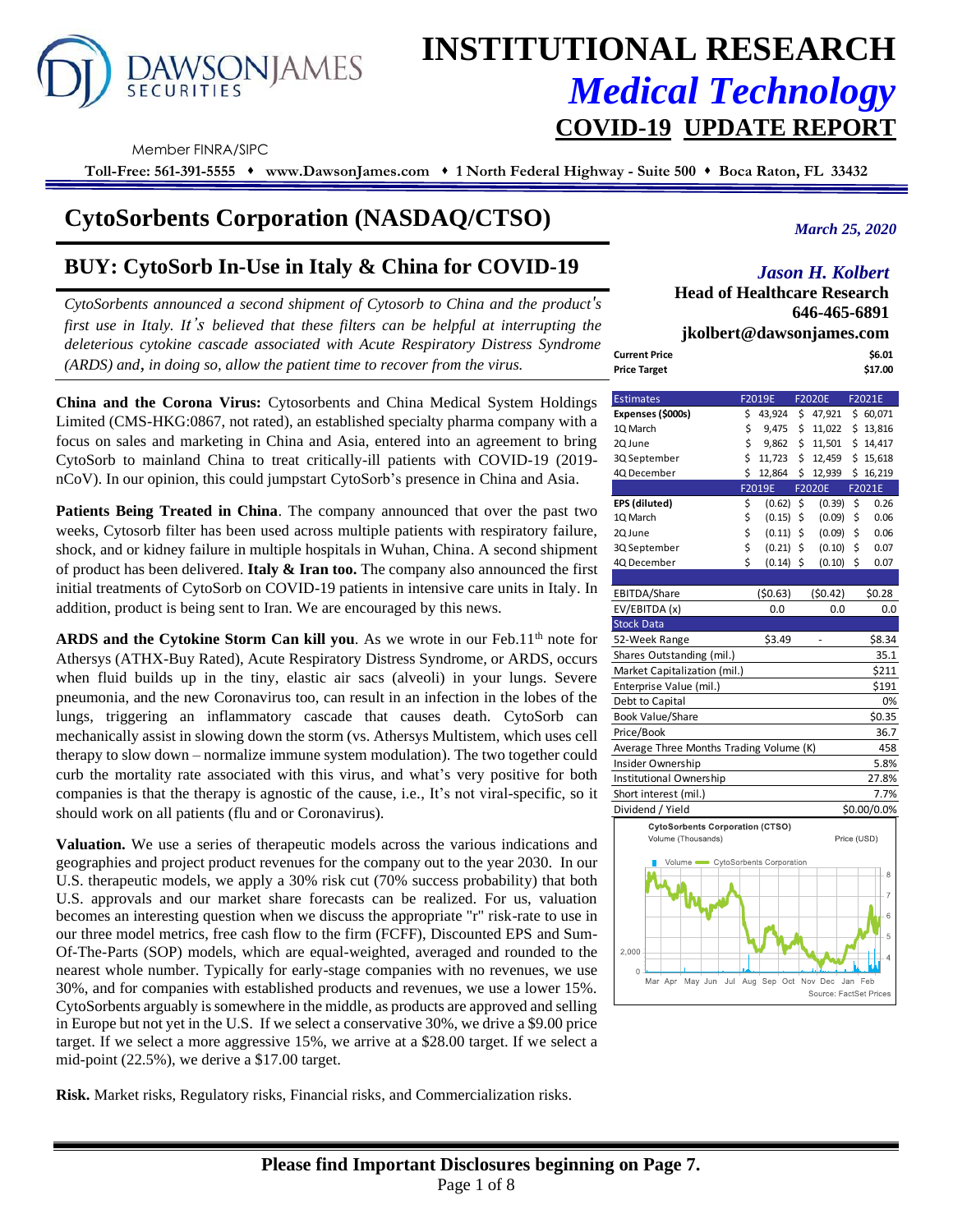# INSTITUTIONAL RESEARCH

## *Medical Technology*

## COVID-19 UPDATE REPORT

Member FINRA/SIPC

**Toll-Free: 561-391-5555 ♦ www.DawsonJames.com ♦ 1 North Federal Highway - Suite 500 ♦ Boca Raton, FL 33432**

# CytoSorbents Corporation (NASDAQ/CTSO)

*March 25, 2020*

## BUY: CytoSorb In-Use in Italy & China for COVID-19

*Jason H. Kolbert*
**Head of Healthcare Research**
**646-465-6891**
**jkolbert@dawsonjames.com**

*CytoSorbents announced a second shipment of Cytosorb to China and the product's first use in Italy. It's believed that these filters can be helpful at interrupting the deleterious cytokine cascade associated with Acute Respiratory Distress Syndrome (ARDS) and, in doing so, allow the patient time to recover from the virus.*

**China and the Corona Virus:** Cytosorbents and China Medical System Holdings Limited (CMS-HKG:0867, not rated), an established specialty pharma company with a focus on sales and marketing in China and Asia, entered into an agreement to bring CytoSorb to mainland China to treat critically-ill patients with COVID-19 (2019-nCoV). In our opinion, this could jumpstart CytoSorb's presence in China and Asia.

**Patients Being Treated in China**. The company announced that over the past two weeks, Cytosorb filter has been used across multiple patients with respiratory failure, shock, and or kidney failure in multiple hospitals in Wuhan, China. A second shipment of product has been delivered. **Italy & Iran too.** The company also announced the first initial treatments of CytoSorb on COVID-19 patients in intensive care units in Italy. In addition, product is being sent to Iran. We are encouraged by this news.

**ARDS and the Cytokine Storm Can kill you**. As we wrote in our Feb.11th note for Athersys (ATHX-Buy Rated), Acute Respiratory Distress Syndrome, or ARDS, occurs when fluid builds up in the tiny, elastic air sacs (alveoli) in your lungs. Severe pneumonia, and the new Coronavirus too, can result in an infection in the lobes of the lungs, triggering an inflammatory cascade that causes death. CytoSorb can mechanically assist in slowing down the storm (vs. Athersys Multistem, which uses cell therapy to slow down – normalize immune system modulation). The two together could curb the mortality rate associated with this virus, and what's very positive for both companies is that the therapy is agnostic of the cause, i.e., It's not viral-specific, so it should work on all patients (flu and or Coronavirus).

**Valuation.** We use a series of therapeutic models across the various indications and geographies and project product revenues for the company out to the year 2030. In our U.S. therapeutic models, we apply a 30% risk cut (70% success probability) that both U.S. approvals and our market share forecasts can be realized. For us, valuation becomes an interesting question when we discuss the appropriate "r" risk-rate to use in our three model metrics, free cash flow to the firm (FCFF), Discounted EPS and Sum-Of-The-Parts (SOP) models, which are equal-weighted, averaged and rounded to the nearest whole number. Typically for early-stage companies with no revenues, we use 30%, and for companies with established products and revenues, we use a lower 15%. CytoSorbents arguably is somewhere in the middle, as products are approved and selling in Europe but not yet in the U.S. If we select a conservative 30%, we drive a $9.00 price target. If we select a more aggressive 15%, we arrive at a $28.00 target. If we select a mid-point (22.5%), we derive a $17.00 target.

**Risk.** Market risks, Regulatory risks, Financial risks, and Commercialization risks.

| | |
|---|---|
| **Current Price** | **$6.01** |
| **Price Target** | **$17.00** |

| Estimates | F2019E | F2020E | F2021E |
|---|---|---|---|
| **Expenses ($000s)** | $ 43,924 | $ 47,921 | $ 60,071 |
| 1Q March | $ 9,475 | $ 11,022 | $ 13,816 |
| 2Q June | $ 9,862 | $ 11,501 | $ 14,417 |
| 3Q September | $ 11,723 | $ 12,459 | $ 15,618 |
| 4Q December | $ 12,864 | $ 12,939 | $ 16,219 |
| | **F2019E** | **F2020E** | **F2021E** |
| **EPS (diluted)** | $ (0.62) | $ (0.39) | $ 0.26 |
| 1Q March | $ (0.15) | $ (0.09) | $ 0.06 |
| 2Q June | $ (0.11) | $ (0.09) | $ 0.06 |
| 3Q September | $ (0.21) | $ (0.10) | $ 0.07 |
| 4Q December | $ (0.14) | $ (0.10) | $ 0.07 |
| EBITDA/Share | ($0.63) | ($0.42) | $0.28 |
| EV/EBITDA (x) | 0.0 | 0.0 | 0.0 |

| Stock Data | | | |
|---|---|---|---|
| 52-Week Range | $3.49 | - | $8.34 |
| Shares Outstanding (mil.) | | | 35.1 |
| Market Capitalization (mil.) | | | $211 |
| Enterprise Value (mil.) | | | $191 |
| Debt to Capital | | | 0% |
| Book Value/Share | | | $0.35 |
| Price/Book | | | 36.7 |
| Average Three Months Trading Volume (K) | | | 458 |
| Insider Ownership | | | 5.8% |
| Institutional Ownership | | | 27.8% |
| Short interest (mil.) | | | 7.7% |
| Dividend / Yield | | | $0.00/0.0% |

CytoSorbents Corporation (CTSO)
Volume (Thousands) Price (USD)
Source: FactSet Prices

**Please find Important Disclosures beginning on Page 7.**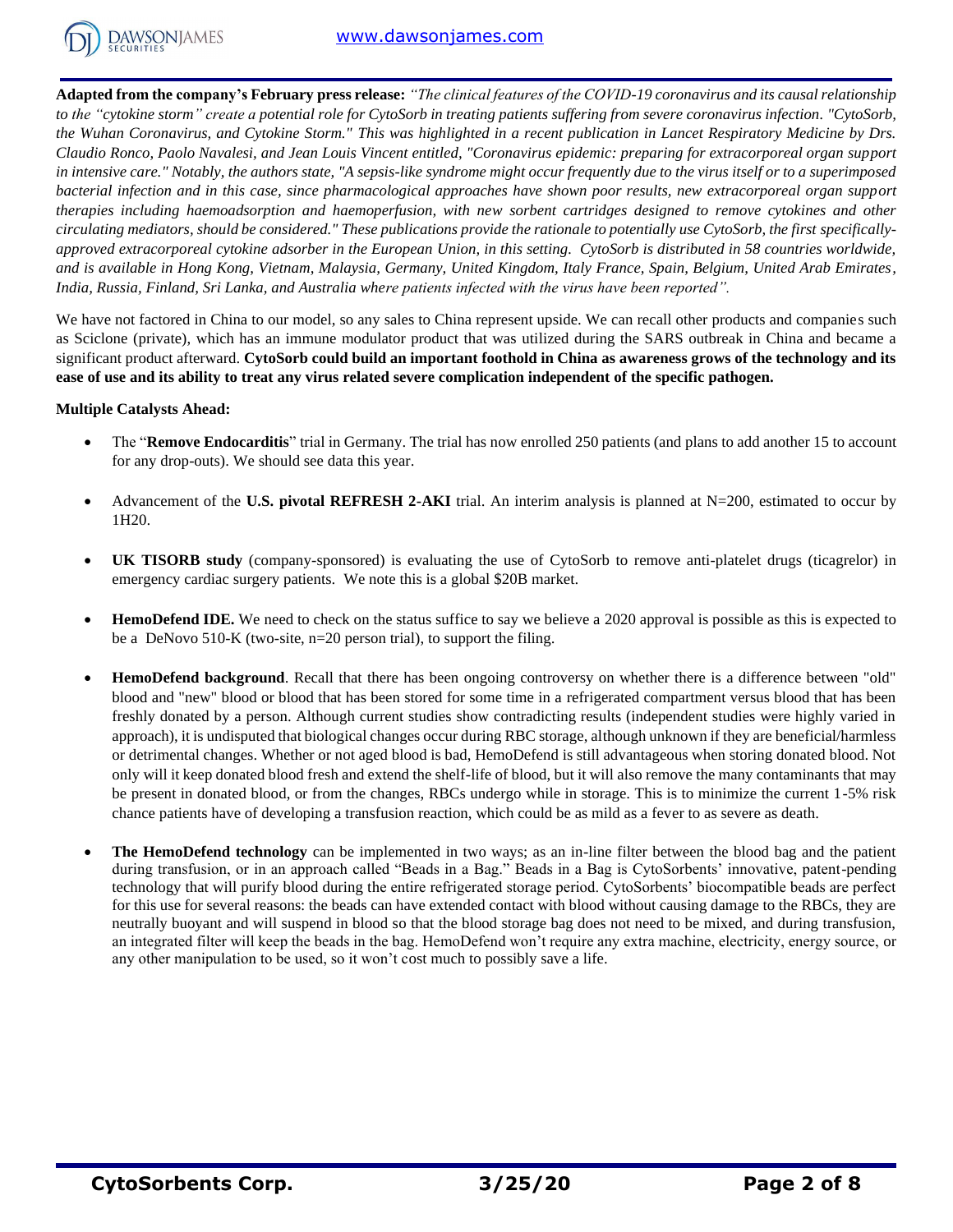**Adapted from the company's February press release:** *"The clinical features of the COVID-19 coronavirus and its causal relationship to the "cytokine storm" create a potential role for CytoSorb in treating patients suffering from severe coronavirus infection. "CytoSorb, the Wuhan Coronavirus, and Cytokine Storm." This was highlighted in a recent publication in Lancet Respiratory Medicine by Drs. Claudio Ronco, Paolo Navalesi, and Jean Louis Vincent entitled, "Coronavirus epidemic: preparing for extracorporeal organ support in intensive care." Notably, the authors state, "A sepsis-like syndrome might occur frequently due to the virus itself or to a superimposed bacterial infection and in this case, since pharmacological approaches have shown poor results, new extracorporeal organ support therapies including haemoadsorption and haemoperfusion, with new sorbent cartridges designed to remove cytokines and other circulating mediators, should be considered." These publications provide the rationale to potentially use CytoSorb, the first specifically-approved extracorporeal cytokine adsorber in the European Union, in this setting. CytoSorb is distributed in 58 countries worldwide, and is available in Hong Kong, Vietnam, Malaysia, Germany, United Kingdom, Italy France, Spain, Belgium, United Arab Emirates, India, Russia, Finland, Sri Lanka, and Australia where patients infected with the virus have been reported".*

We have not factored in China to our model, so any sales to China represent upside. We can recall other products and companies such as Sciclone (private), which has an immune modulator product that was utilized during the SARS outbreak in China and became a significant product afterward. **CytoSorb could build an important foothold in China as awareness grows of the technology and its ease of use and its ability to treat any virus related severe complication independent of the specific pathogen.**

**Multiple Catalysts Ahead:**

- The "**Remove Endocarditis**" trial in Germany. The trial has now enrolled 250 patients (and plans to add another 15 to account for any drop-outs). We should see data this year.
- Advancement of the **U.S. pivotal REFRESH 2-AKI** trial. An interim analysis is planned at N=200, estimated to occur by 1H20.
- **UK TISORB study** (company-sponsored) is evaluating the use of CytoSorb to remove anti-platelet drugs (ticagrelor) in emergency cardiac surgery patients. We note this is a global $20B market.
- **HemoDefend IDE.** We need to check on the status suffice to say we believe a 2020 approval is possible as this is expected to be a DeNovo 510-K (two-site, n=20 person trial), to support the filing.
- **HemoDefend background**. Recall that there has been ongoing controversy on whether there is a difference between "old" blood and "new" blood or blood that has been stored for some time in a refrigerated compartment versus blood that has been freshly donated by a person. Although current studies show contradicting results (independent studies were highly varied in approach), it is undisputed that biological changes occur during RBC storage, although unknown if they are beneficial/harmless or detrimental changes. Whether or not aged blood is bad, HemoDefend is still advantageous when storing donated blood. Not only will it keep donated blood fresh and extend the shelf-life of blood, but it will also remove the many contaminants that may be present in donated blood, or from the changes, RBCs undergo while in storage. This is to minimize the current 1-5% risk chance patients have of developing a transfusion reaction, which could be as mild as a fever to as severe as death.
- **The HemoDefend technology** can be implemented in two ways; as an in-line filter between the blood bag and the patient during transfusion, or in an approach called "Beads in a Bag." Beads in a Bag is CytoSorbents' innovative, patent-pending technology that will purify blood during the entire refrigerated storage period. CytoSorbents' biocompatible beads are perfect for this use for several reasons: the beads can have extended contact with blood without causing damage to the RBCs, they are neutrally buoyant and will suspend in blood so that the blood storage bag does not need to be mixed, and during transfusion, an integrated filter will keep the beads in the bag. HemoDefend won't require any extra machine, electricity, energy source, or any other manipulation to be used, so it won't cost much to possibly save a life.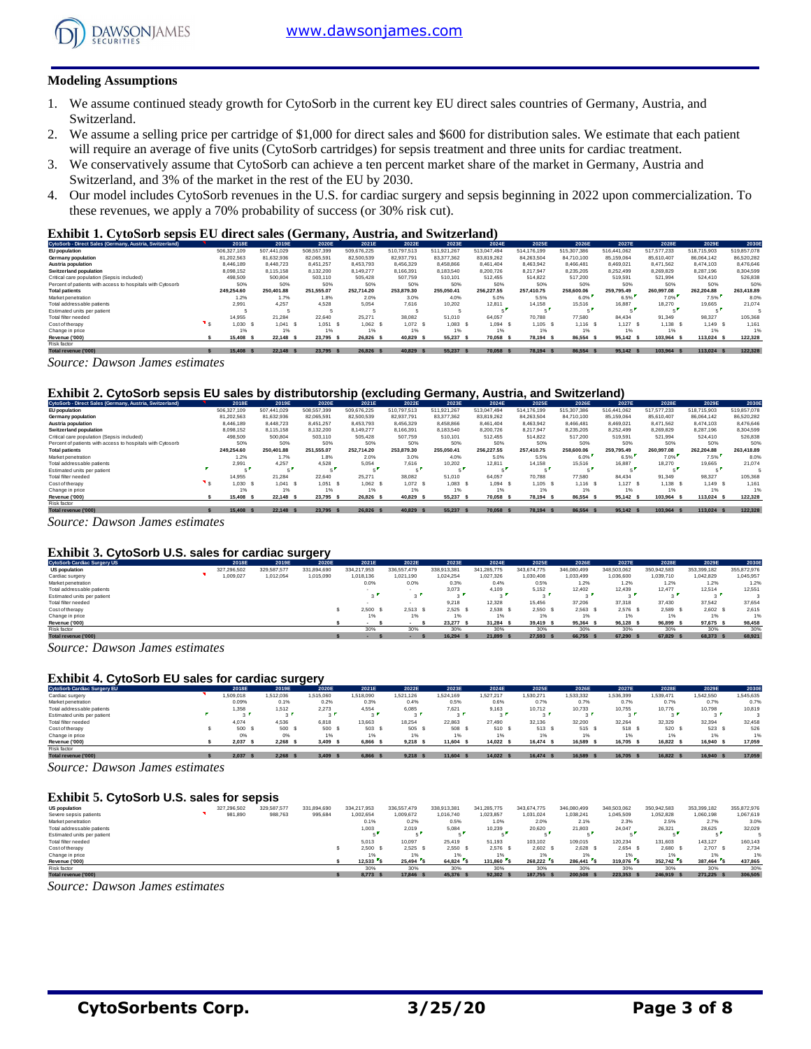## Modeling Assumptions

1. We assume continued steady growth for CytoSorb in the current key EU direct sales countries of Germany, Austria, and Switzerland.
2. We assume a selling price per cartridge of $1,000 for direct sales and $600 for distribution sales. We estimate that each patient will require an average of five units (CytoSorb cartridges) for sepsis treatment and three units for cardiac treatment.
3. We conservatively assume that CytoSorb can achieve a ten percent market share of the market in Germany, Austria and Switzerland, and 3% of the market in the rest of the EU by 2030.
4. Our model includes CytoSorb revenues in the U.S. for cardiac surgery and sepsis beginning in 2022 upon commercialization. To these revenues, we apply a 70% probability of success (or 30% risk cut).

### Exhibit 1. CytoSorb sepsis EU direct sales (Germany, Austria, and Switzerland)

| CytoSorb - Direct Sales (Germany, Austria, Switzerland) | 2018E | 2019E | 2020E | 2021E | 2022E | 2023E | 2024E | 2025E | 2026E | 2027E | 2028E | 2029E | 2030E |
|---|---|---|---|---|---|---|---|---|---|---|---|---|---|
| EU population | 506,327,109 | 507,441,029 | 508,557,399 | 509,676,225 | 510,797,513 | 511,921,267 | 513,047,494 | 514,176,199 | 515,307,386 | 516,441,062 | 517,577,233 | 518,715,903 | 519,857,078 |
| Germany population | 81,202,563 | 81,632,936 | 82,065,591 | 82,500,539 | 82,937,791 | 83,377,362 | 83,819,262 | 84,263,504 | 84,710,100 | 85,159,064 | 85,610,407 | 86,064,142 | 86,520,282 |
| Austria population | 8,446,189 | 8,448,723 | 8,451,257 | 8,453,793 | 8,456,329 | 8,458,866 | 8,461,404 | 8,463,942 | 8,466,481 | 8,469,021 | 8,471,562 | 8,474,103 | 8,476,646 |
| Switzerland population | 8,098,152 | 8,115,158 | 8,132,200 | 8,149,277 | 8,166,391 | 8,183,540 | 8,200,726 | 8,217,947 | 8,235,205 | 8,252,499 | 8,269,829 | 8,287,196 | 8,304,599 |
| Critical care population (Sepsis included) | 498,509 | 500,804 | 503,110 | 505,428 | 507,759 | 510,101 | 512,455 | 514,822 | 517,200 | 519,591 | 521,994 | 524,410 | 526,838 |
| Percent of patients with access to hospitals with Cytosorb | 50% | 50% | 50% | 50% | 50% | 50% | 50% | 50% | 50% | 50% | 50% | 50% | 50% |
| Total patients | 249,254.60 | 250,401.88 | 251,555.07 | 252,714.20 | 253,879.30 | 255,050.41 | 256,227.55 | 257,410.75 | 258,600.06 | 259,795.49 | 260,997.08 | 262,204.88 | 263,418.89 |
| Market penetration | 1.2% | 1.7% | 1.8% | 2.0% | 3.0% | 4.0% | 5.0% | 5.5% | 6.0% | 6.5% | 7.0% | 7.5% | 8.0% |
| Total addressable patients | 2,991 | 4,257 | 4,528 | 5,054 | 7,616 | 10,202 | 12,811 | 14,158 | 15,516 | 16,887 | 18,270 | 19,665 | 21,074 |
| Estimated units per patient | 5 | 5 | 5 | 5 | 5 | 5 | 5 | 5 | 5 | 5 | 5 | 5 | 5 |
| Total filter needed | 14,955 | 21,284 | 22,640 | 25,271 | 38,082 | 51,010 | 64,057 | 70,788 | 77,580 | 84,434 | 91,349 | 98,327 | 105,368 |
| Cost of therapy | $ 1,030 | $ 1,041 | $ 1,051 | $ 1,062 | $ 1,072 | $ 1,083 | $ 1,094 | $ 1,105 | $ 1,116 | $ 1,127 | $ 1,138 | $ 1,149 | $ 1,161 |
| Change in price | 1% | 1% | 1% | 1% | 1% | 1% | 1% | 1% | 1% | 1% | 1% | 1% | 1% |
| Revenue ('000) | $ 15,408 | $ 22,148 | $ 23,795 | $ 26,826 | $ 40,829 | $ 55,237 | $ 70,058 | $ 78,194 | $ 86,554 | $ 95,142 | $ 103,964 | $ 113,024 | $ 122,328 |
| Risk factor | | | | | | | | | | | | | |
| Total revenue ('000) | $ 15,408 | $ 22,148 | $ 23,795 | $ 26,826 | $ 40,829 | $ 55,237 | $ 70,058 | $ 78,194 | $ 86,554 | $ 95,142 | $ 103,964 | $ 113,024 | $ 122,328 |

*Source: Dawson James estimates*

### Exhibit 2. CytoSorb sepsis EU sales by distributorship (excluding Germany, Austria, and Switzerland)

| CytoSorb - Direct Sales (Germany, Austria, Switzerland) | 2018E | 2019E | 2020E | 2021E | 2022E | 2023E | 2024E | 2025E | 2026E | 2027E | 2028E | 2029E | 2030E |
|---|---|---|---|---|---|---|---|---|---|---|---|---|---|
| EU population | 506,327,109 | 507,441,029 | 508,557,399 | 509,676,225 | 510,797,513 | 511,921,267 | 513,047,494 | 514,176,199 | 515,307,386 | 516,441,062 | 517,577,233 | 518,715,903 | 519,857,078 |
| Germany population | 81,202,563 | 81,632,936 | 82,065,591 | 82,500,539 | 82,937,791 | 83,377,362 | 83,819,262 | 84,263,504 | 84,710,100 | 85,159,064 | 85,610,407 | 86,064,142 | 86,520,282 |
| Austria population | 8,446,189 | 8,448,723 | 8,451,257 | 8,453,793 | 8,456,329 | 8,458,866 | 8,461,404 | 8,463,942 | 8,466,481 | 8,469,021 | 8,471,562 | 8,474,103 | 8,476,646 |
| Switzerland population | 8,098,152 | 8,115,158 | 8,132,200 | 8,149,277 | 8,166,391 | 8,183,540 | 8,200,726 | 8,217,947 | 8,235,205 | 8,252,499 | 8,269,829 | 8,287,196 | 8,304,599 |
| Critical care population (Sepsis included) | 498,509 | 500,804 | 503,110 | 505,428 | 507,759 | 510,101 | 512,455 | 514,822 | 517,200 | 519,591 | 521,994 | 524,410 | 526,838 |
| Percent of patients with access to hospitals with Cytosorb | 50% | 50% | 50% | 50% | 50% | 50% | 50% | 50% | 50% | 50% | 50% | 50% | 50% |
| Total patients | 249,254.60 | 250,401.88 | 251,555.07 | 252,714.20 | 253,879.30 | 255,050.41 | 256,227.55 | 257,410.75 | 258,600.06 | 259,795.49 | 260,997.08 | 262,204.88 | 263,418.89 |
| Market penetration | 1.2% | 1.7% | 1.8% | 2.0% | 3.0% | 4.0% | 5.0% | 5.5% | 6.0% | 6.5% | 7.0% | 7.5% | 8.0% |
| Total addressable patients | 2,991 | 4,257 | 4,528 | 5,054 | 7,616 | 10,202 | 12,811 | 14,158 | 15,516 | 16,887 | 18,270 | 19,665 | 21,074 |
| Estimated units per patient | 5 | 5 | 5 | 5 | 5 | 5 | 5 | 5 | 5 | 5 | 5 | 5 | 5 |
| Total filter needed | 14,955 | 21,284 | 22,640 | 25,271 | 38,082 | 51,010 | 64,057 | 70,788 | 77,580 | 84,434 | 91,349 | 98,327 | 105,368 |
| Cost of therapy | $ 1,030 | $ 1,041 | $ 1,051 | $ 1,062 | $ 1,072 | $ 1,083 | $ 1,094 | $ 1,105 | $ 1,116 | $ 1,127 | $ 1,138 | $ 1,149 | $ 1,161 |
| Change in price | 1% | 1% | 1% | 1% | 1% | 1% | 1% | 1% | 1% | 1% | 1% | 1% | 1% |
| Revenue ('000) | $ 15,408 | $ 22,148 | $ 23,795 | $ 26,826 | $ 40,829 | $ 55,237 | $ 70,058 | $ 78,194 | $ 86,554 | $ 95,142 | $ 103,964 | $ 113,024 | $ 122,328 |
| Risk factor | | | | | | | | | | | | | |
| Total revenue ('000) | $ 15,408 | $ 22,148 | $ 23,795 | $ 26,826 | $ 40,829 | $ 55,237 | $ 70,058 | $ 78,194 | $ 86,554 | $ 95,142 | $ 103,964 | $ 113,024 | $ 122,328 |

*Source: Dawson James estimates*

### Exhibit 3. CytoSorb U.S. sales for cardiac surgery

| CytoSorb Cardiac Surgery US | 2018E | 2019E | 2020E | 2021E | 2022E | 2023E | 2024E | 2025E | 2026E | 2027E | 2028E | 2029E | 2030E |
|---|---|---|---|---|---|---|---|---|---|---|---|---|---|
| US population | 327,296,502 | 329,587,577 | 331,894,690 | 334,217,953 | 336,557,479 | 338,913,381 | 341,285,775 | 343,674,775 | 346,080,499 | 348,503,062 | 350,942,583 | 353,399,182 | 355,872,976 |
| Cardiac surgery | 1,009,027 | 1,012,054 | 1,015,090 | 1,018,136 | 1,021,190 | 1,024,254 | 1,027,326 | 1,030,408 | 1,033,499 | 1,036,600 | 1,039,710 | 1,042,829 | 1,045,957 |
| Market penetration | | | | 0.0% | 0.0% | 0.3% | 0.4% | 0.5% | 1.2% | 1.2% | 1.2% | 1.2% | 1.2% |
| Total addressable patients | | | | - | - | 3,073 | 4,109 | 5,152 | 12,402 | 12,439 | 12,477 | 12,514 | 12,551 |
| Estimated units per patient | | | | 3 | 3 | 3 | 3 | 3 | 3 | 3 | 3 | 3 | 3 |
| Total filter needed | | | | - | - | 9,218 | 12,328 | 15,456 | 37,206 | 37,318 | 37,430 | 37,542 | 37,654 |
| Cost of therapy | | | | $ 2,500 | $ 2,513 | $ 2,525 | $ 2,538 | $ 2,550 | $ 2,563 | $ 2,576 | $ 2,589 | $ 2,602 | $ 2,615 |
| Change in price | | | | 1% | 1% | 1% | 1% | 1% | 1% | 1% | 1% | 1% | 1% |
| Revenue ('000) | | | | $ - | $ - | $ 23,277 | $ 31,284 | $ 39,419 | $ 95,364 | $ 96,128 | $ 96,899 | $ 97,675 | $ 98,458 |
| Risk factor | | | | 30% | 30% | 30% | 30% | 30% | 30% | 30% | 30% | 30% | 30% |
| Total revenue ('000) | | | | $ - | $ - | $ 16,294 | $ 21,899 | $ 27,593 | $ 66,755 | $ 67,290 | $ 67,829 | $ 68,373 | $ 68,921 |

*Source: Dawson James estimates*

### Exhibit 4. CytoSorb EU sales for cardiac surgery

| CytoSorb Cardiac Surgery EU | 2018E | 2019E | 2020E | 2021E | 2022E | 2023E | 2024E | 2025E | 2026E | 2027E | 2028E | 2029E | 2030E |
|---|---|---|---|---|---|---|---|---|---|---|---|---|---|
| Cardiac surgery | 1,509,018 | 1,512,036 | 1,515,060 | 1,518,090 | 1,521,126 | 1,524,169 | 1,527,217 | 1,530,271 | 1,533,332 | 1,536,399 | 1,539,471 | 1,542,550 | 1,545,635 |
| Market penetration | 0.09% | 0.1% | 0.2% | 0.3% | 0.4% | 0.5% | 0.6% | 0.7% | 0.7% | 0.7% | 0.7% | 0.7% | 0.7% |
| Total addressable patients | 1,358 | 1,512 | 2,273 | 4,554 | 6,085 | 7,621 | 9,163 | 10,712 | 10,733 | 10,755 | 10,776 | 10,798 | 10,819 |
| Estimated units per patient | 3 | 3 | 3 | 3 | 3 | 3 | 3 | 3 | 3 | 3 | 3 | 3 | 3 |
| Total filter needed | 4,074 | 4,536 | 6,818 | 13,663 | 18,254 | 22,863 | 27,490 | 32,136 | 32,200 | 32,264 | 32,329 | 32,394 | 32,458 |
| Cost of therapy | $ 500 | $ 500 | $ 500 | $ 503 | $ 505 | $ 508 | $ 510 | $ 513 | $ 515 | $ 518 | $ 520 | $ 523 | $ 526 |
| Change in price | 0% | 0% | 1% | 1% | 1% | 1% | 1% | 1% | 1% | 1% | 1% | 1% | 1% |
| Revenue ('000) | $ 2,037 | $ 2,268 | $ 3,409 | $ 6,866 | $ 9,218 | $ 11,604 | $ 14,022 | $ 16,474 | $ 16,589 | $ 16,705 | $ 16,822 | $ 16,940 | $ 17,059 |
| Risk factor | | | | | | | | | | | | | |
| Total revenue ('000) | $ 2,037 | $ 2,268 | $ 3,409 | $ 6,866 | $ 9,218 | $ 11,604 | $ 14,022 | $ 16,474 | $ 16,589 | $ 16,705 | $ 16,822 | $ 16,940 | $ 17,059 |

*Source: Dawson James estimates*

### Exhibit 5. CytoSorb U.S. sales for sepsis

| | 2018E | 2019E | 2020E | 2021E | 2022E | 2023E | 2024E | 2025E | 2026E | 2027E | 2028E | 2029E | 2030E |
|---|---|---|---|---|---|---|---|---|---|---|---|---|---|
| US population | 327,296,502 | 329,587,577 | 331,894,690 | 334,217,953 | 336,557,479 | 338,913,381 | 341,285,775 | 343,674,775 | 346,080,499 | 348,503,062 | 350,942,583 | 353,399,182 | 355,872,976 |
| Severe sepsis patients | 981,890 | 988,763 | 995,684 | 1,002,654 | 1,009,672 | 1,016,740 | 1,023,857 | 1,031,024 | 1,038,241 | 1,045,509 | 1,052,828 | 1,060,198 | 1,067,619 |
| Market penetration | | | | 0.1% | 0.2% | 0.5% | 1.0% | 2.0% | 2.1% | 2.3% | 2.5% | 2.7% | 3.0% |
| Total addressable patients | | | | 1,003 | 2,019 | 5,084 | 10,239 | 20,620 | 21,803 | 24,047 | 26,321 | 28,625 | 32,029 |
| Estimated units per patient | | | | 5 | 5 | 5 | 5 | 5 | 5 | 5 | 5 | 5 | 5 |
| Total filter needed | | | | 5,013 | 10,097 | 25,419 | 51,193 | 103,102 | 109,015 | 120,234 | 131,603 | 143,127 | 160,143 |
| Cost of therapy | | | | $ 2,500 | $ 2,525 | $ 2,550 | $ 2,576 | $ 2,602 | $ 2,628 | $ 2,654 | $ 2,680 | $ 2,707 | $ 2,734 |
| Change in price | | | | 1% | 1% | 1% | 1% | 1% | 1% | 1% | 1% | 1% | 1% |
| Revenue ('000) | | | | $ 12,533 | $ 25,494 | $ 64,824 | $ 131,860 | $ 268,222 | $ 286,441 | $ 319,076 | $ 352,742 | $ 387,464 | $ 437,865 |
| Risk factor | | | | 30% | 30% | 30% | 30% | 30% | 30% | 30% | 30% | 30% | 30% |
| Total revenue ('000) | | | | $ 8,773 | $ 17,846 | $ 45,376 | $ 92,302 | $ 187,755 | $ 200,508 | $ 223,353 | $ 246,919 | $ 271,225 | $ 306,505 |

*Source: Dawson James estimates*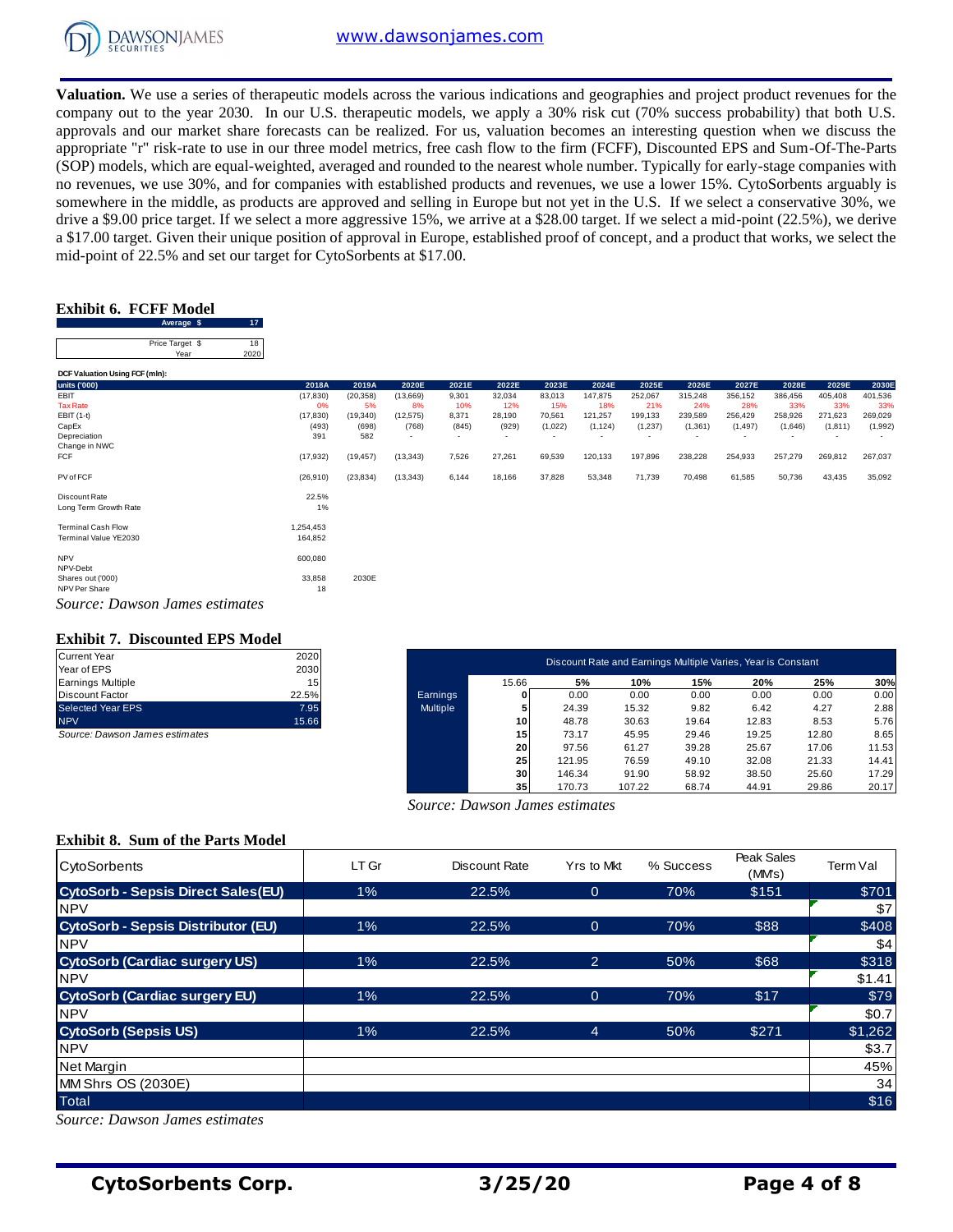**Valuation.** We use a series of therapeutic models across the various indications and geographies and project product revenues for the company out to the year 2030. In our U.S. therapeutic models, we apply a 30% risk cut (70% success probability) that both U.S. approvals and our market share forecasts can be realized. For us, valuation becomes an interesting question when we discuss the appropriate "r" risk-rate to use in our three model metrics, free cash flow to the firm (FCFF), Discounted EPS and Sum-Of-The-Parts (SOP) models, which are equal-weighted, averaged and rounded to the nearest whole number. Typically for early-stage companies with no revenues, we use 30%, and for companies with established products and revenues, we use a lower 15%. CytoSorbents arguably is somewhere in the middle, as products are approved and selling in Europe but not yet in the U.S. If we select a conservative 30%, we drive a $9.00 price target. If we select a more aggressive 15%, we arrive at a $28.00 target. If we select a mid-point (22.5%), we derive a $17.00 target. Given their unique position of approval in Europe, established proof of concept, and a product that works, we select the mid-point of 22.5% and set our target for CytoSorbents at $17.00.

### Exhibit 6. FCFF Model

| Average $ | 17 |
|---|---|
| Price Target $ | 18 |
| Year | 2020 |

DCF Valuation Using FCF (mln):

| units ('000) | 2018A | 2019A | 2020E | 2021E | 2022E | 2023E | 2024E | 2025E | 2026E | 2027E | 2028E | 2029E | 2030E |
|---|---|---|---|---|---|---|---|---|---|---|---|---|---|
| EBIT | (17,830) | (20,358) | (13,669) | 9,301 | 32,034 | 83,013 | 147,875 | 252,067 | 315,248 | 356,152 | 386,456 | 405,408 | 401,536 |
| Tax Rate | 0% | 5% | 8% | 10% | 12% | 15% | 18% | 21% | 24% | 28% | 33% | 33% | 33% |
| EBIT (1-t) | (17,830) | (19,340) | (12,575) | 8,371 | 28,190 | 70,561 | 121,257 | 199,133 | 239,589 | 256,429 | 258,926 | 271,623 | 269,029 |
| CapEx | (493) | (698) | (768) | (845) | (929) | (1,022) | (1,124) | (1,237) | (1,361) | (1,497) | (1,646) | (1,811) | (1,992) |
| Depreciation | 391 | 582 | - | - | - | - | - | - | - | - | - | - | - |
| Change in NWC | | | | | | | | | | | | | |
| FCF | (17,932) | (19,457) | (13,343) | 7,526 | 27,261 | 69,539 | 120,133 | 197,896 | 238,228 | 254,933 | 257,279 | 269,812 | 267,037 |
| PV of FCF | (26,910) | (23,834) | (13,343) | 6,144 | 18,166 | 37,828 | 53,348 | 71,739 | 70,498 | 61,585 | 50,736 | 43,435 | 35,092 |
| Discount Rate | 22.5% | | | | | | | | | | | | |
| Long Term Growth Rate | 1% | | | | | | | | | | | | |
| Terminal Cash Flow | 1,254,453 | | | | | | | | | | | | |
| Terminal Value YE2030 | 164,852 | | | | | | | | | | | | |
| NPV | 600,080 | | | | | | | | | | | | |
| NPV-Debt | | | | | | | | | | | | | |
| Shares out ('000) | 33,858 | 2030E | | | | | | | | | | | |
| NPV Per Share | 18 | | | | | | | | | | | | |

*Source: Dawson James estimates*

### Exhibit 7. Discounted EPS Model

| Current Year | 2020 |
|---|---|
| Year of EPS | 2030 |
| Earnings Multiple | 15 |
| Discount Factor | 22.5% |
| Selected Year EPS | 7.95 |
| NPV | 15.66 |

*Source: Dawson James estimates*

Discount Rate and Earnings Multiple Varies, Year is Constant

| | 15.66 | 5% | 10% | 15% | 20% | 25% | 30% |
|---|---|---|---|---|---|---|---|
| Earnings Multiple | 0 | 0.00 | 0.00 | 0.00 | 0.00 | 0.00 | 0.00 |
| | 5 | 24.39 | 15.32 | 9.82 | 6.42 | 4.27 | 2.88 |
| | 10 | 48.78 | 30.63 | 19.64 | 12.83 | 8.53 | 5.76 |
| | 15 | 73.17 | 45.95 | 29.46 | 19.25 | 12.80 | 8.65 |
| | 20 | 97.56 | 61.27 | 39.28 | 25.67 | 17.06 | 11.53 |
| | 25 | 121.95 | 76.59 | 49.10 | 32.08 | 21.33 | 14.41 |
| | 30 | 146.34 | 91.90 | 58.92 | 38.50 | 25.60 | 17.29 |
| | 35 | 170.73 | 107.22 | 68.74 | 44.91 | 29.86 | 20.17 |

*Source: Dawson James estimates*

### Exhibit 8. Sum of the Parts Model

| CytoSorbents | LT Gr | Discount Rate | Yrs to Mkt | % Success | Peak Sales (MM's) | Term Val |
|---|---|---|---|---|---|---|
| **CytoSorb - Sepsis Direct Sales(EU)** | 1% | 22.5% | 0 | 70% | $151 | $701 |
| NPV | | | | | | $7 |
| **CytoSorb - Sepsis Distributor (EU)** | 1% | 22.5% | 0 | 70% | $88 | $408 |
| NPV | | | | | | $4 |
| **CytoSorb (Cardiac surgery US)** | 1% | 22.5% | 2 | 50% | $68 | $318 |
| NPV | | | | | | $1.41 |
| **CytoSorb (Cardiac surgery EU)** | 1% | 22.5% | 0 | 70% | $17 | $79 |
| NPV | | | | | | $0.7 |
| **CytoSorb (Sepsis US)** | 1% | 22.5% | 4 | 50% | $271 | $1,262 |
| NPV | | | | | | $3.7 |
| Net Margin | | | | | | 45% |
| MM Shrs OS (2030E) | | | | | | 34 |
| Total | | | | | | $16 |

*Source: Dawson James estimates*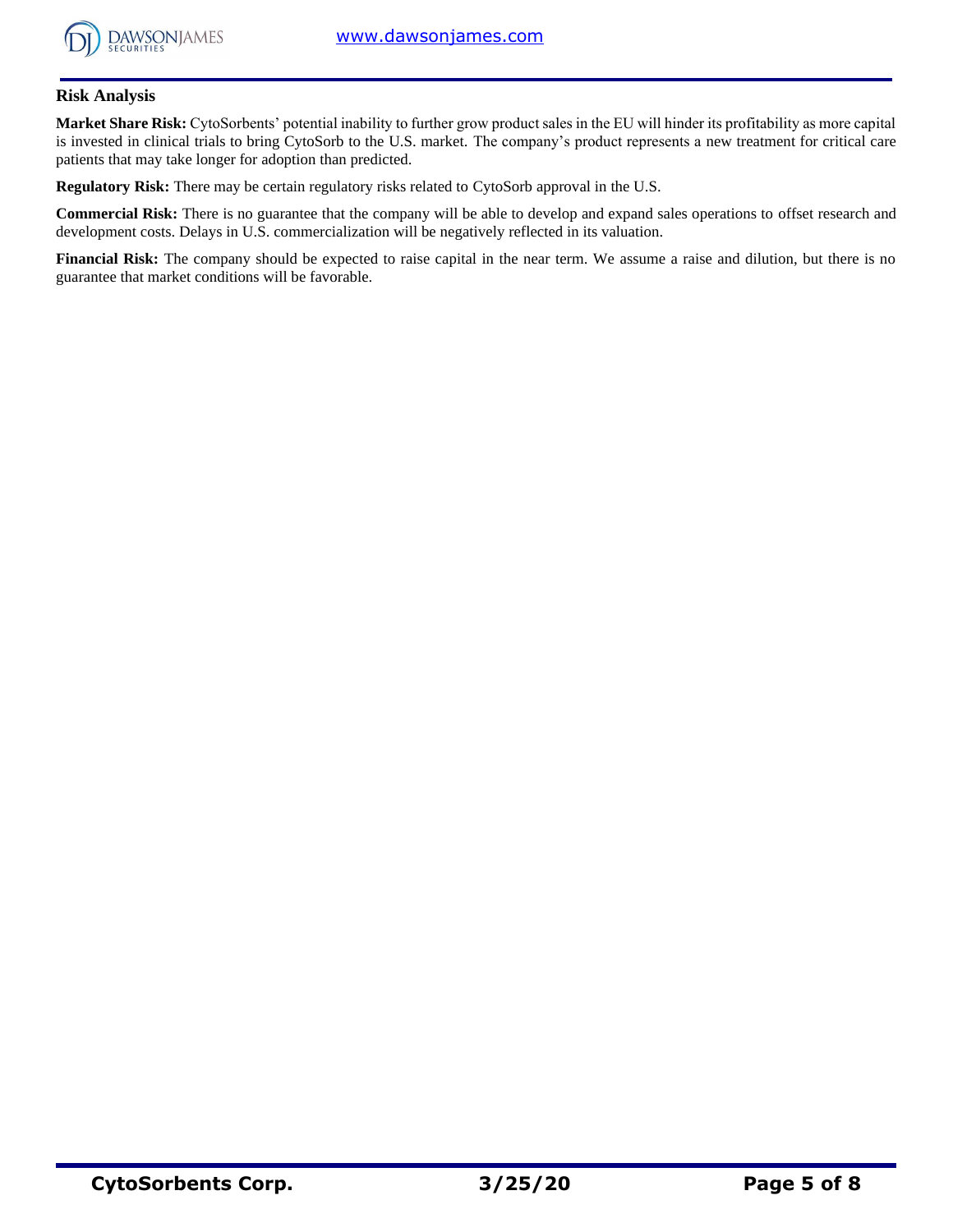## Risk Analysis

**Market Share Risk:** CytoSorbents' potential inability to further grow product sales in the EU will hinder its profitability as more capital is invested in clinical trials to bring CytoSorb to the U.S. market. The company's product represents a new treatment for critical care patients that may take longer for adoption than predicted.

**Regulatory Risk:** There may be certain regulatory risks related to CytoSorb approval in the U.S.

**Commercial Risk:** There is no guarantee that the company will be able to develop and expand sales operations to offset research and development costs. Delays in U.S. commercialization will be negatively reflected in its valuation.

**Financial Risk:** The company should be expected to raise capital in the near term. We assume a raise and dilution, but there is no guarantee that market conditions will be favorable.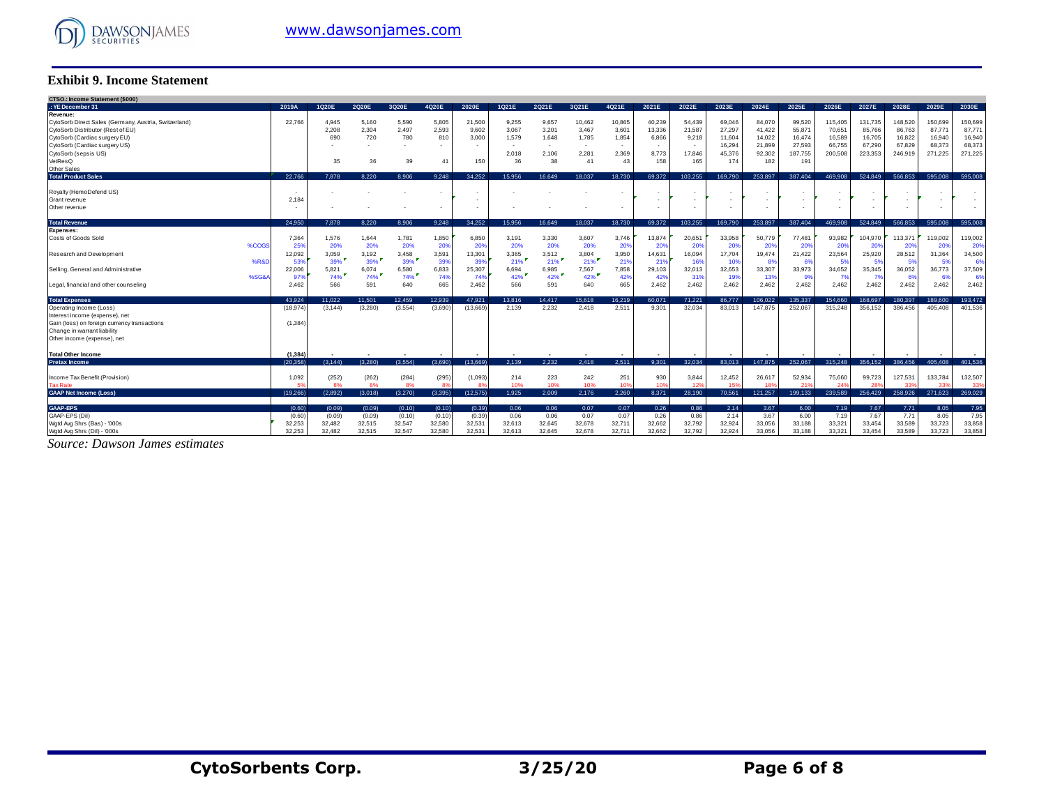## Exhibit 9. Income Statement

| CTSO.: Income Statement ($000) | | | | | | | | | | | | | | | | | | | | | | |
|---|---|---|---|---|---|---|---|---|---|---|---|---|---|---|---|---|---|---|---|---|---|---|
| .: YE December 31 | 2019A | 1Q20E | 2Q20E | 3Q20E | 4Q20E | 2020E | 1Q21E | 2Q21E | 3Q21E | 4Q21E | 2021E | 2022E | 2023E | 2024E | 2025E | 2026E | 2027E | 2028E | 2029E | 2030E |
| **Revenue:** | | | | | | | | | | | | | | | | | | | | |
| CytoSorb Direct Sales (Germany, Austria, Switzerland) | 22,766 | 4,945 | 5,160 | 5,590 | 5,805 | 21,500 | 9,255 | 9,657 | 10,462 | 10,865 | 40,239 | 54,439 | 69,046 | 84,070 | 99,520 | 115,405 | 131,735 | 148,520 | 150,699 | 150,699 |
| CytoSorb Distributor (Rest of EU) | | 2,208 | 2,304 | 2,497 | 2,593 | 9,602 | 3,067 | 3,201 | 3,467 | 3,601 | 13,336 | 21,587 | 27,297 | 41,422 | 55,871 | 70,651 | 85,766 | 86,763 | 87,771 | 87,771 |
| CytoSorb (Cardiac surgery EU) | | 690 | 720 | 780 | 810 | 3,000 | 1,579 | 1,648 | 1,785 | 1,854 | 6,866 | 9,218 | 11,604 | 14,022 | 16,474 | 16,589 | 16,705 | 16,822 | 16,940 | 16,940 |
| CytoSorb (Cardiac surgery US) | | - | - | - | - | - | - | - | - | - | - | - | 16,294 | 21,899 | 27,593 | 66,755 | 67,290 | 67,829 | 68,373 | 68,373 |
| CytoSorb (sepsis US) | | | | | | | 2,018 | 2,106 | 2,281 | 2,369 | 8,773 | 17,846 | 45,376 | 92,302 | 187,755 | 200,508 | 223,353 | 246,919 | 271,225 | 271,225 |
| VetResQ | | 35 | 36 | 39 | 41 | 150 | 36 | 38 | 41 | 43 | 158 | 165 | 174 | 182 | 191 | | | | | |
| Other Sales | | | | | | | | | | | | | | | | | | | | |
| **Total Product Sales** | 22,766 | 7,878 | 8,220 | 8,906 | 9,248 | 34,252 | 15,956 | 16,649 | 18,037 | 18,730 | 69,372 | 103,255 | 169,790 | 253,897 | 387,404 | 469,908 | 524,849 | 566,853 | 595,008 | 595,008 |
| Royalty (HemoDefend US) | - | - | - | - | - | - | - | - | - | - | - | - | - | - | - | - | - | - | - | - |
| Grant revenue | 2,184 | | | | | - | | | | | - | - | - | - | - | - | - | - | - | - |
| Other revenue | - | - | - | - | - | - | - | - | - | - | - | - | - | - | - | - | - | - | - | - |
| **Total Revenue** | 24,950 | 7,878 | 8,220 | 8,906 | 9,248 | 34,252 | 15,956 | 16,649 | 18,037 | 18,730 | 69,372 | 103,255 | 169,790 | 253,897 | 387,404 | 469,908 | 524,849 | 566,853 | 595,008 | 595,008 |
| **Expenses:** | | | | | | | | | | | | | | | | | | | | |
| Costs of Goods Sold | 7,364 | 1,576 | 1,644 | 1,781 | 1,850 | 6,850 | 3,191 | 3,330 | 3,607 | 3,746 | 13,874 | 20,651 | 33,958 | 50,779 | 77,481 | 93,982 | 104,970 | 113,371 | 119,002 | 119,002 |
| %COGS | 25% | 20% | 20% | 20% | 20% | 20% | 20% | 20% | 20% | 20% | 20% | 20% | 20% | 20% | 20% | 20% | 20% | 20% | 20% | 20% |
| Research and Development | 12,092 | 3,059 | 3,192 | 3,458 | 3,591 | 13,301 | 3,365 | 3,512 | 3,804 | 3,950 | 14,631 | 16,094 | 17,704 | 19,474 | 21,422 | 23,564 | 25,920 | 28,512 | 31,364 | 34,500 |
| %R&D | 53% | 39% | 39% | 39% | 39% | 39% | 21% | 21% | 21% | 21% | 21% | 16% | 10% | 8% | 6% | 5% | 5% | 5% | 5% | 6% |
| Selling, General and Administrative | 22,006 | 5,821 | 6,074 | 6,580 | 6,833 | 25,307 | 6,694 | 6,985 | 7,567 | 7,858 | 29,103 | 32,013 | 32,653 | 33,307 | 33,973 | 34,652 | 35,345 | 36,052 | 36,773 | 37,509 |
| %SG&A | 97% | 74% | 74% | 74% | 74% | 74% | 42% | 42% | 42% | 42% | 42% | 31% | 19% | 13% | 9% | 7% | 7% | 6% | 6% | 6% |
| Legal, financial and other counseling | 2,462 | 566 | 591 | 640 | 665 | 2,462 | 566 | 591 | 640 | 665 | 2,462 | 2,462 | 2,462 | 2,462 | 2,462 | 2,462 | 2,462 | 2,462 | 2,462 | 2,462 |
| **Total Expenses** | 43,924 | 11,022 | 11,501 | 12,459 | 12,939 | 47,921 | 13,816 | 14,417 | 15,618 | 16,219 | 60,071 | 71,221 | 86,777 | 106,022 | 135,337 | 154,660 | 168,697 | 180,397 | 189,600 | 193,472 |
| Operating Income (Loss) | (18,974) | (3,144) | (3,280) | (3,554) | (3,690) | (13,669) | 2,139 | 2,232 | 2,418 | 2,511 | 9,301 | 32,034 | 83,013 | 147,875 | 252,067 | 315,248 | 356,152 | 386,456 | 405,408 | 401,536 |
| Interest income (expense), net | | | | | | | | | | | | | | | | | | | | |
| Gain (loss) on foreign currency transactions | (1,384) | | | | | | | | | | | | | | | | | | | |
| Change in warrant liability | | | | | | | | | | | | | | | | | | | | |
| Other income (expense), net | | | | | | | | | | | | | | | | | | | | |
| **Total Other Income** | (1,384) | - | - | - | - | - | - | - | - | - | - | - | - | - | - | - | - | - | - | - |
| **Pretax Income** | (20,358) | (3,144) | (3,280) | (3,554) | (3,690) | (13,669) | 2,139 | 2,232 | 2,418 | 2,511 | 9,301 | 32,034 | 83,013 | 147,875 | 252,067 | 315,248 | 356,152 | 386,456 | 405,408 | 401,536 |
| Income Tax Benefit (Provision) | 1,092 | (252) | (262) | (284) | (295) | (1,093) | 214 | 223 | 242 | 251 | 930 | 3,844 | 12,452 | 26,617 | 52,934 | 75,660 | 99,723 | 127,531 | 133,784 | 132,507 |
| Tax Rate | 5% | 8% | 8% | 8% | 8% | 8% | 10% | 10% | 10% | 10% | 10% | 12% | 15% | 18% | 21% | 24% | 28% | 33% | 33% | 33% |
| **GAAP Net Income (Loss)** | (19,266) | (2,892) | (3,018) | (3,270) | (3,395) | (12,575) | 1,925 | 2,009 | 2,176 | 2,260 | 8,371 | 28,190 | 70,561 | 121,257 | 199,133 | 239,589 | 256,429 | 258,926 | 271,623 | 269,029 |
| **GAAP-EPS** | (0.60) | (0.09) | (0.09) | (0.10) | (0.10) | (0.39) | 0.06 | 0.06 | 0.07 | 0.07 | 0.26 | 0.86 | 2.14 | 3.67 | 6.00 | 7.19 | 7.67 | 7.71 | 8.05 | 7.95 |
| GAAP-EPS (Dil) | (0.60) | (0.09) | (0.09) | (0.10) | (0.10) | (0.39) | 0.06 | 0.06 | 0.07 | 0.07 | 0.26 | 0.86 | 2.14 | 3.67 | 6.00 | 7.19 | 7.67 | 7.71 | 8.05 | 7.95 |
| Wgtd Avg Shrs (Bas) - '000s | 32,253 | 32,482 | 32,515 | 32,547 | 32,580 | 32,531 | 32,613 | 32,645 | 32,678 | 32,711 | 32,662 | 32,792 | 32,924 | 33,056 | 33,188 | 33,321 | 33,454 | 33,589 | 33,723 | 33,858 |
| Wgtd Avg Shrs (Dil) - '000s | 32,253 | 32,482 | 32,515 | 32,547 | 32,580 | 32,531 | 32,613 | 32,645 | 32,678 | 32,711 | 32,662 | 32,792 | 32,924 | 33,056 | 33,188 | 33,321 | 33,454 | 33,589 | 33,723 | 33,858 |

*Source: Dawson James estimates*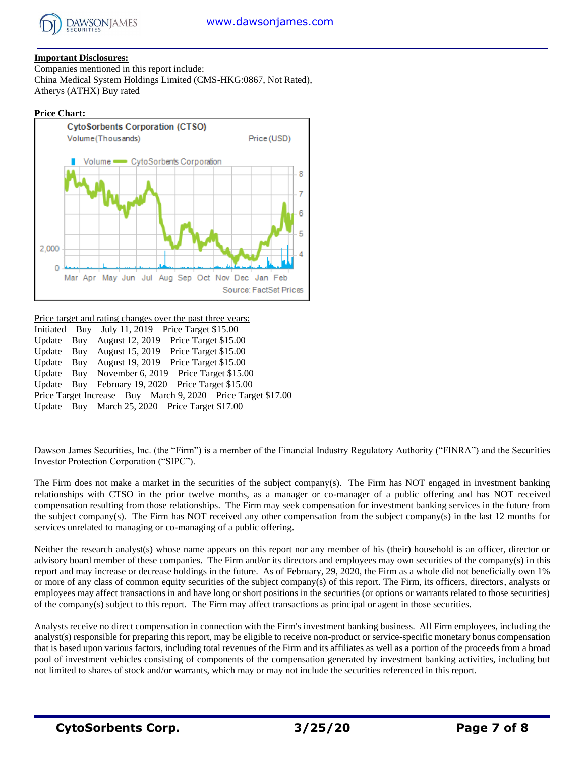**Important Disclosures:**

Companies mentioned in this report include:
China Medical System Holdings Limited (CMS-HKG:0867, Not Rated),
Atherys (ATHX) Buy rated

**Price Chart:**

Price target and rating changes over the past three years:

Initiated – Buy – July 11, 2019 – Price Target $15.00
Update – Buy – August 12, 2019 – Price Target $15.00
Update – Buy – August 15, 2019 – Price Target $15.00
Update – Buy – August 19, 2019 – Price Target $15.00
Update – Buy – November 6, 2019 – Price Target $15.00
Update – Buy – February 19, 2020 – Price Target $15.00
Price Target Increase – Buy – March 9, 2020 – Price Target $17.00
Update – Buy – March 25, 2020 – Price Target $17.00

Dawson James Securities, Inc. (the "Firm") is a member of the Financial Industry Regulatory Authority ("FINRA") and the Securities Investor Protection Corporation ("SIPC").

The Firm does not make a market in the securities of the subject company(s). The Firm has NOT engaged in investment banking relationships with CTSO in the prior twelve months, as a manager or co-manager of a public offering and has NOT received compensation resulting from those relationships. The Firm may seek compensation for investment banking services in the future from the subject company(s). The Firm has NOT received any other compensation from the subject company(s) in the last 12 months for services unrelated to managing or co-managing of a public offering.

Neither the research analyst(s) whose name appears on this report nor any member of his (their) household is an officer, director or advisory board member of these companies. The Firm and/or its directors and employees may own securities of the company(s) in this report and may increase or decrease holdings in the future. As of February, 29, 2020, the Firm as a whole did not beneficially own 1% or more of any class of common equity securities of the subject company(s) of this report. The Firm, its officers, directors, analysts or employees may affect transactions in and have long or short positions in the securities (or options or warrants related to those securities) of the company(s) subject to this report. The Firm may affect transactions as principal or agent in those securities.

Analysts receive no direct compensation in connection with the Firm's investment banking business. All Firm employees, including the analyst(s) responsible for preparing this report, may be eligible to receive non-product or service-specific monetary bonus compensation that is based upon various factors, including total revenues of the Firm and its affiliates as well as a portion of the proceeds from a broad pool of investment vehicles consisting of components of the compensation generated by investment banking activities, including but not limited to shares of stock and/or warrants, which may or may not include the securities referenced in this report.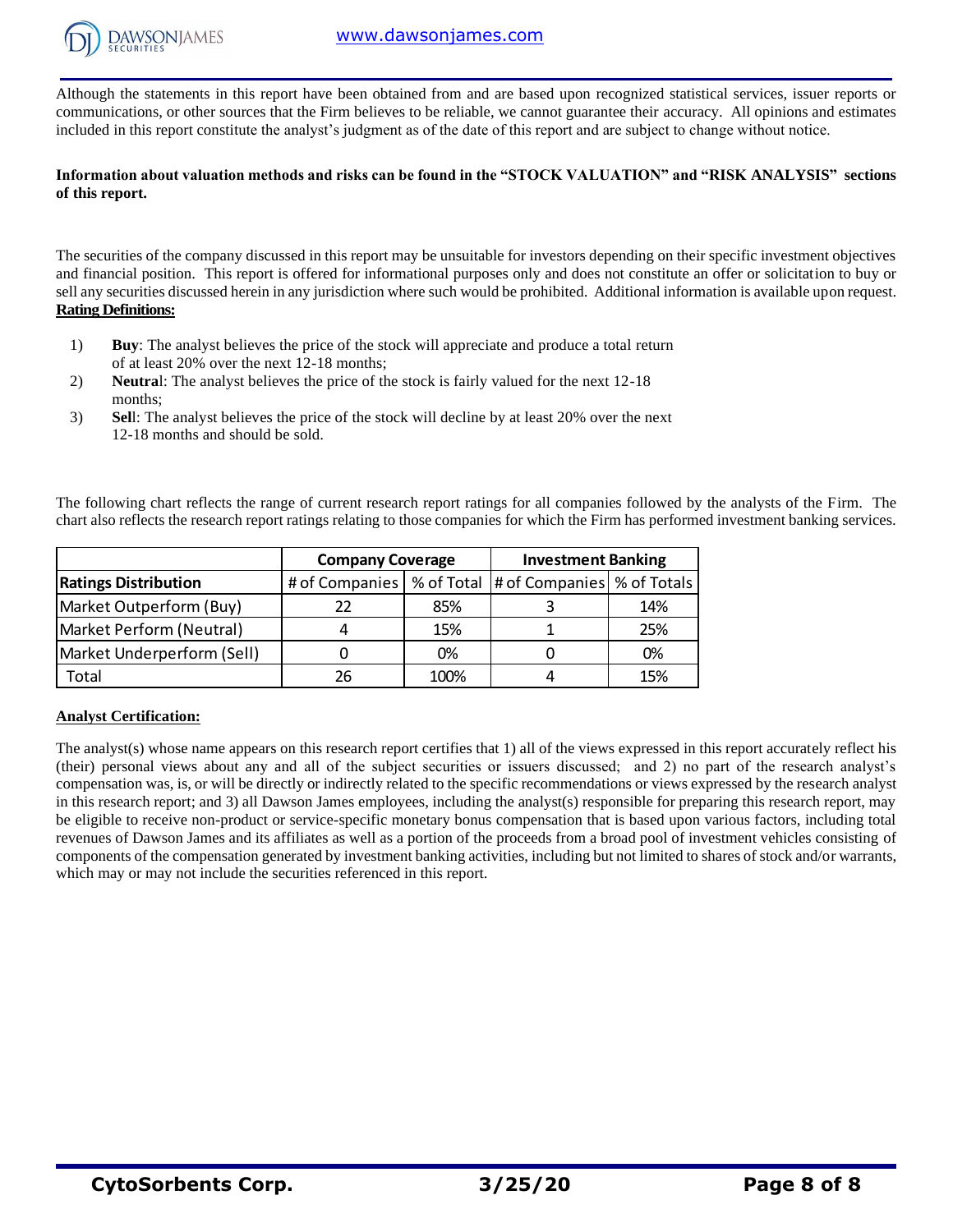Although the statements in this report have been obtained from and are based upon recognized statistical services, issuer reports or communications, or other sources that the Firm believes to be reliable, we cannot guarantee their accuracy. All opinions and estimates included in this report constitute the analyst's judgment as of the date of this report and are subject to change without notice.

**Information about valuation methods and risks can be found in the "STOCK VALUATION" and "RISK ANALYSIS" sections of this report.**

The securities of the company discussed in this report may be unsuitable for investors depending on their specific investment objectives and financial position. This report is offered for informational purposes only and does not constitute an offer or solicitation to buy or sell any securities discussed herein in any jurisdiction where such would be prohibited. Additional information is available upon request.

**Rating Definitions:**

1) **Buy**: The analyst believes the price of the stock will appreciate and produce a total return of at least 20% over the next 12-18 months;
2) **Neutral**: The analyst believes the price of the stock is fairly valued for the next 12-18 months;
3) **Sell**: The analyst believes the price of the stock will decline by at least 20% over the next 12-18 months and should be sold.

The following chart reflects the range of current research report ratings for all companies followed by the analysts of the Firm. The chart also reflects the research report ratings relating to those companies for which the Firm has performed investment banking services.

| | Company Coverage | | Investment Banking | |
|---|---|---|---|---|
| **Ratings Distribution** | # of Companies | % of Total | # of Companies | % of Totals |
| Market Outperform (Buy) | 22 | 85% | 3 | 14% |
| Market Perform (Neutral) | 4 | 15% | 1 | 25% |
| Market Underperform (Sell) | 0 | 0% | 0 | 0% |
| Total | 26 | 100% | 4 | 15% |

**Analyst Certification:**

The analyst(s) whose name appears on this research report certifies that 1) all of the views expressed in this report accurately reflect his (their) personal views about any and all of the subject securities or issuers discussed; and 2) no part of the research analyst's compensation was, is, or will be directly or indirectly related to the specific recommendations or views expressed by the research analyst in this research report; and 3) all Dawson James employees, including the analyst(s) responsible for preparing this research report, may be eligible to receive non-product or service-specific monetary bonus compensation that is based upon various factors, including total revenues of Dawson James and its affiliates as well as a portion of the proceeds from a broad pool of investment vehicles consisting of components of the compensation generated by investment banking activities, including but not limited to shares of stock and/or warrants, which may or may not include the securities referenced in this report.